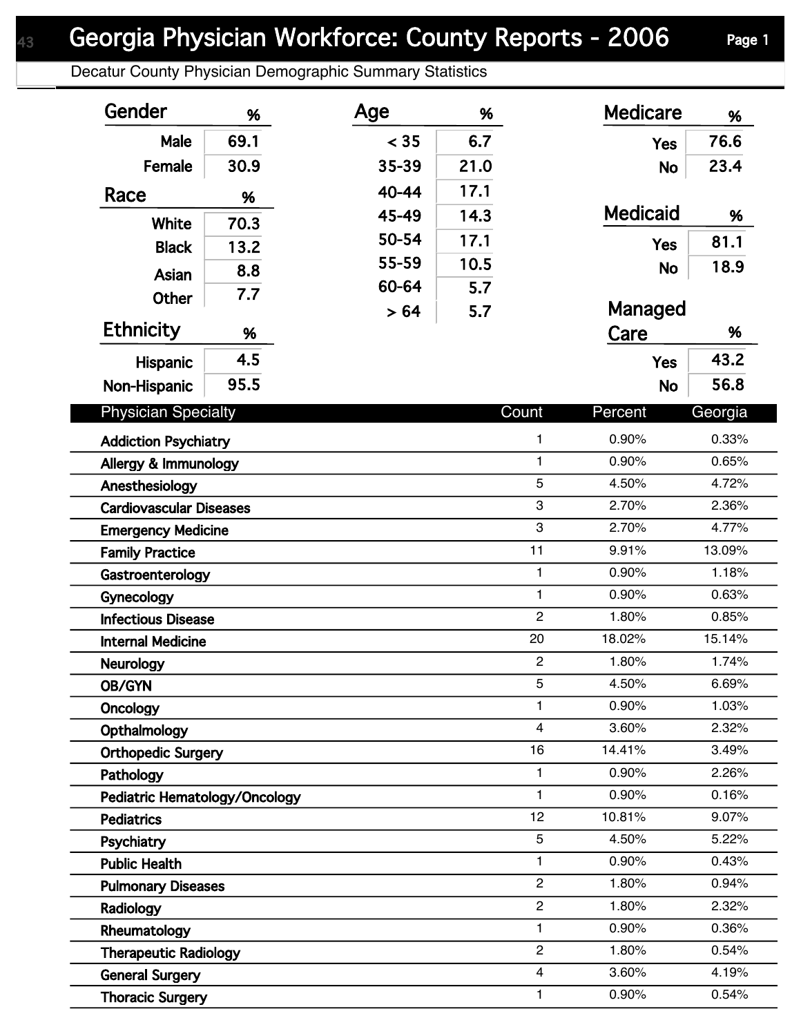# Georgia Physician Workforce: County Reports - 2006

## Decatur County Physician Demographic Summary Statistics

| Gender | % |
|---|---|
| Male | 69.1 |
| Female | 30.9 |

| Race | % |
|---|---|
| White | 70.3 |
| Black | 13.2 |
| Asian | 8.8 |
| Other | 7.7 |

| Ethnicity | % |
|---|---|
| Hispanic | 4.5 |
| Non-Hispanic | 95.5 |

| Age | % |
|---|---|
| < 35 | 6.7 |
| 35-39 | 21.0 |
| 40-44 | 17.1 |
| 45-49 | 14.3 |
| 50-54 | 17.1 |
| 55-59 | 10.5 |
| 60-64 | 5.7 |
| > 64 | 5.7 |

| Medicare | % |
|---|---|
| Yes | 76.6 |
| No | 23.4 |

| Medicaid | % |
|---|---|
| Yes | 81.1 |
| No | 18.9 |

| Managed Care | % |
|---|---|
| Yes | 43.2 |
| No | 56.8 |

| Physician Specialty | Count | Percent | Georgia |
|---|---|---|---|
| Addiction Psychiatry | 1 | 0.90% | 0.33% |
| Allergy & Immunology | 1 | 0.90% | 0.65% |
| Anesthesiology | 5 | 4.50% | 4.72% |
| Cardiovascular Diseases | 3 | 2.70% | 2.36% |
| Emergency Medicine | 3 | 2.70% | 4.77% |
| Family Practice | 11 | 9.91% | 13.09% |
| Gastroenterology | 1 | 0.90% | 1.18% |
| Gynecology | 1 | 0.90% | 0.63% |
| Infectious Disease | 2 | 1.80% | 0.85% |
| Internal Medicine | 20 | 18.02% | 15.14% |
| Neurology | 2 | 1.80% | 1.74% |
| OB/GYN | 5 | 4.50% | 6.69% |
| Oncology | 1 | 0.90% | 1.03% |
| Opthalmology | 4 | 3.60% | 2.32% |
| Orthopedic Surgery | 16 | 14.41% | 3.49% |
| Pathology | 1 | 0.90% | 2.26% |
| Pediatric Hematology/Oncology | 1 | 0.90% | 0.16% |
| Pediatrics | 12 | 10.81% | 9.07% |
| Psychiatry | 5 | 4.50% | 5.22% |
| Public Health | 1 | 0.90% | 0.43% |
| Pulmonary Diseases | 2 | 1.80% | 0.94% |
| Radiology | 2 | 1.80% | 2.32% |
| Rheumatology | 1 | 0.90% | 0.36% |
| Therapeutic Radiology | 2 | 1.80% | 0.54% |
| General Surgery | 4 | 3.60% | 4.19% |
| Thoracic Surgery | 1 | 0.90% | 0.54% |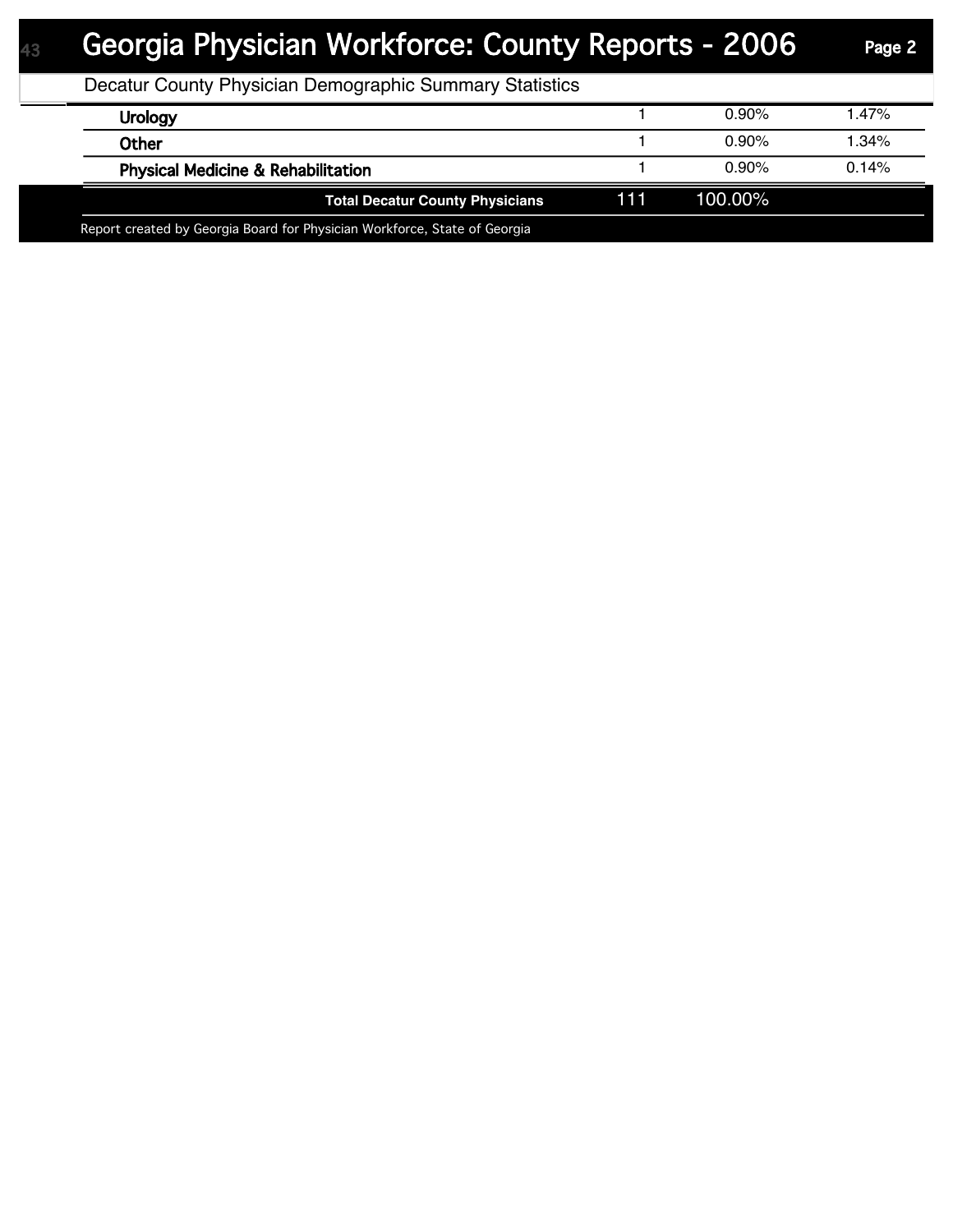## Decatur County Physician Demographic Summary Statistics

| | | | |
|---|---|---|---|
| **Urology** | 1 | 0.90% | 1.47% |
| **Other** | 1 | 0.90% | 1.34% |
| **Physical Medicine & Rehabilitation** | 1 | 0.90% | 0.14% |
| **Total Decatur County Physicians** | 111 | 100.00% | |

Report created by Georgia Board for Physician Workforce, State of Georgia